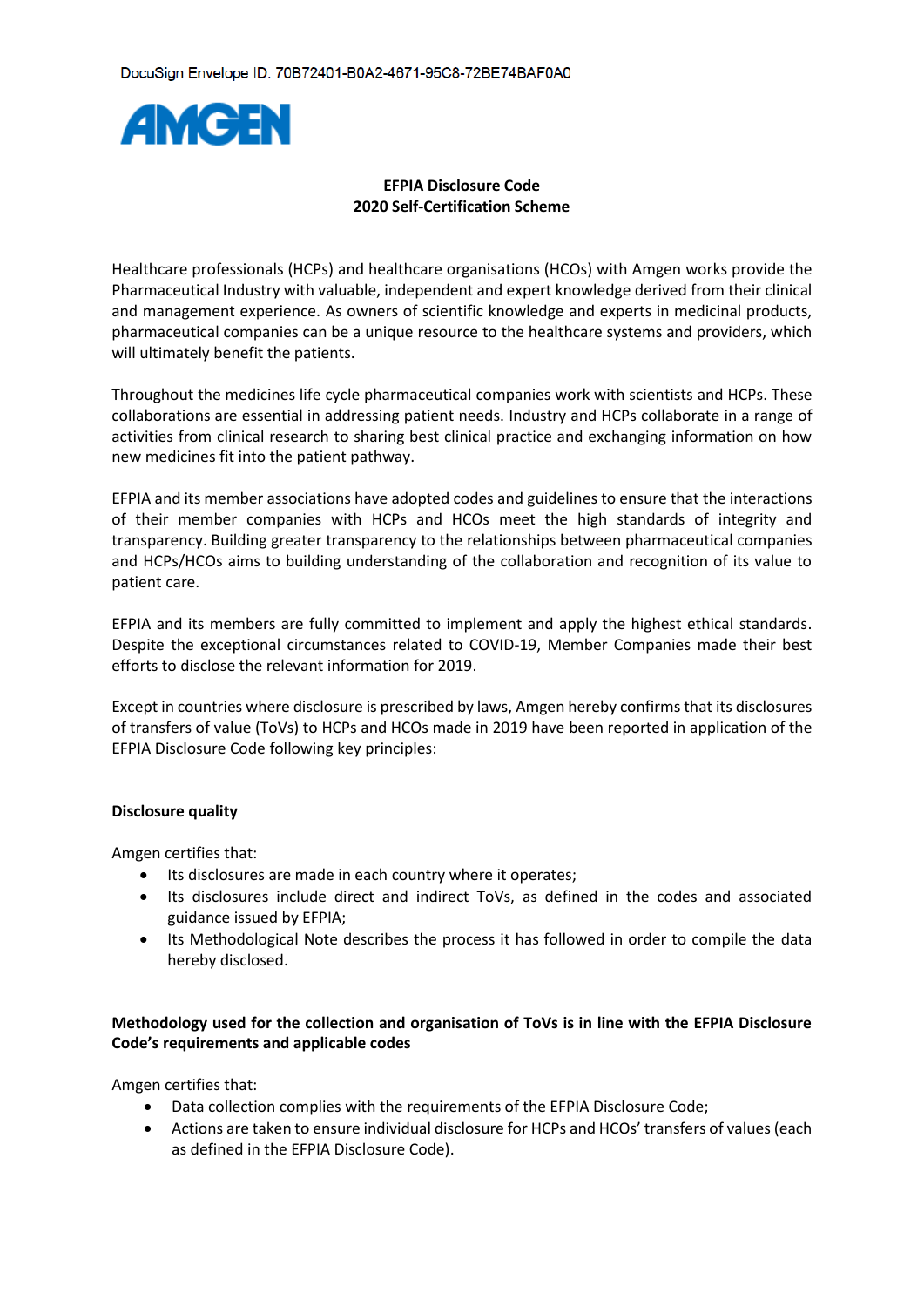DocuSign Envelope ID: 70B72401-B0A2-4671-95C8-72BE74BAF0A0

AMGEN

**EFPIA Disclosure Code**
**2020 Self-Certification Scheme**

Healthcare professionals (HCPs) and healthcare organisations (HCOs) with Amgen works provide the Pharmaceutical Industry with valuable, independent and expert knowledge derived from their clinical and management experience. As owners of scientific knowledge and experts in medicinal products, pharmaceutical companies can be a unique resource to the healthcare systems and providers, which will ultimately benefit the patients.

Throughout the medicines life cycle pharmaceutical companies work with scientists and HCPs. These collaborations are essential in addressing patient needs. Industry and HCPs collaborate in a range of activities from clinical research to sharing best clinical practice and exchanging information on how new medicines fit into the patient pathway.

EFPIA and its member associations have adopted codes and guidelines to ensure that the interactions of their member companies with HCPs and HCOs meet the high standards of integrity and transparency. Building greater transparency to the relationships between pharmaceutical companies and HCPs/HCOs aims to building understanding of the collaboration and recognition of its value to patient care.

EFPIA and its members are fully committed to implement and apply the highest ethical standards. Despite the exceptional circumstances related to COVID-19, Member Companies made their best efforts to disclose the relevant information for 2019.

Except in countries where disclosure is prescribed by laws, Amgen hereby confirms that its disclosures of transfers of value (ToVs) to HCPs and HCOs made in 2019 have been reported in application of the EFPIA Disclosure Code following key principles:

**Disclosure quality**

Amgen certifies that:

- Its disclosures are made in each country where it operates;
- Its disclosures include direct and indirect ToVs, as defined in the codes and associated guidance issued by EFPIA;
- Its Methodological Note describes the process it has followed in order to compile the data hereby disclosed.

**Methodology used for the collection and organisation of ToVs is in line with the EFPIA Disclosure Code's requirements and applicable codes**

Amgen certifies that:

- Data collection complies with the requirements of the EFPIA Disclosure Code;
- Actions are taken to ensure individual disclosure for HCPs and HCOs' transfers of values (each as defined in the EFPIA Disclosure Code).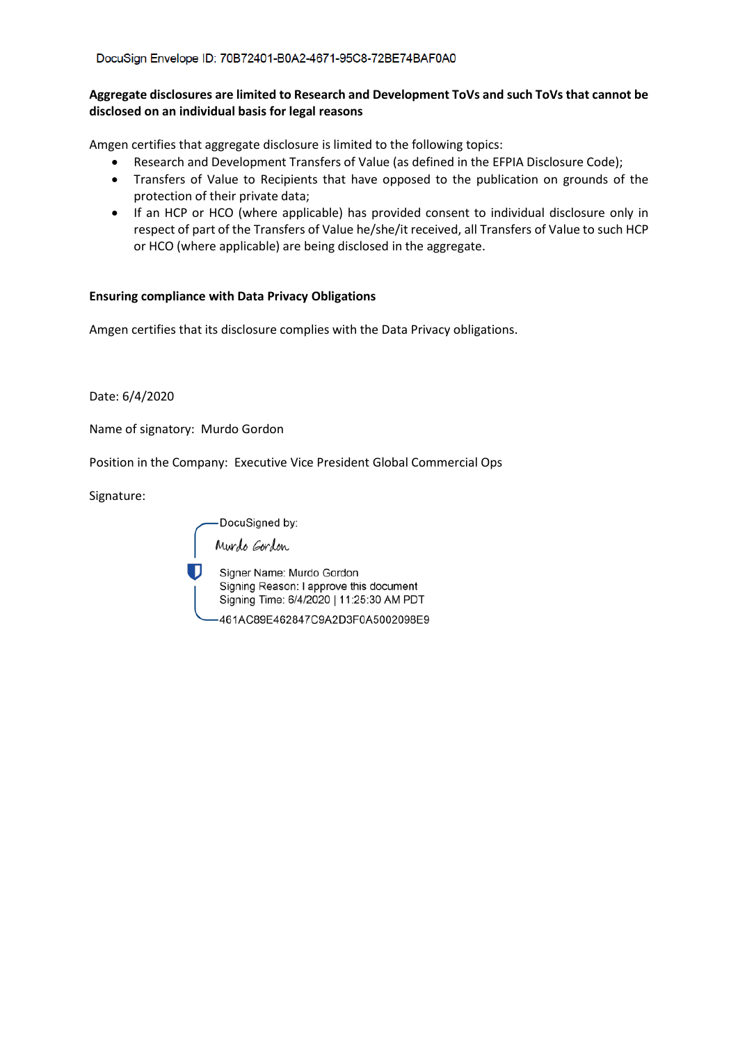DocuSign Envelope ID: 70B72401-B0A2-4671-95C8-72BE74BAF0A0

**Aggregate disclosures are limited to Research and Development ToVs and such ToVs that cannot be disclosed on an individual basis for legal reasons**

Amgen certifies that aggregate disclosure is limited to the following topics:

- Research and Development Transfers of Value (as defined in the EFPIA Disclosure Code);
- Transfers of Value to Recipients that have opposed to the publication on grounds of the protection of their private data;
- If an HCP or HCO (where applicable) has provided consent to individual disclosure only in respect of part of the Transfers of Value he/she/it received, all Transfers of Value to such HCP or HCO (where applicable) are being disclosed in the aggregate.

**Ensuring compliance with Data Privacy Obligations**

Amgen certifies that its disclosure complies with the Data Privacy obligations.

Date: 6/4/2020

Name of signatory: Murdo Gordon

Position in the Company: Executive Vice President Global Commercial Ops

Signature:

DocuSigned by:
Murdo Gordon

Signer Name: Murdo Gordon
Signing Reason: I approve this document
Signing Time: 6/4/2020 | 11:25:30 AM PDT
461AC89E462847C9A2D3F0A5002098E9